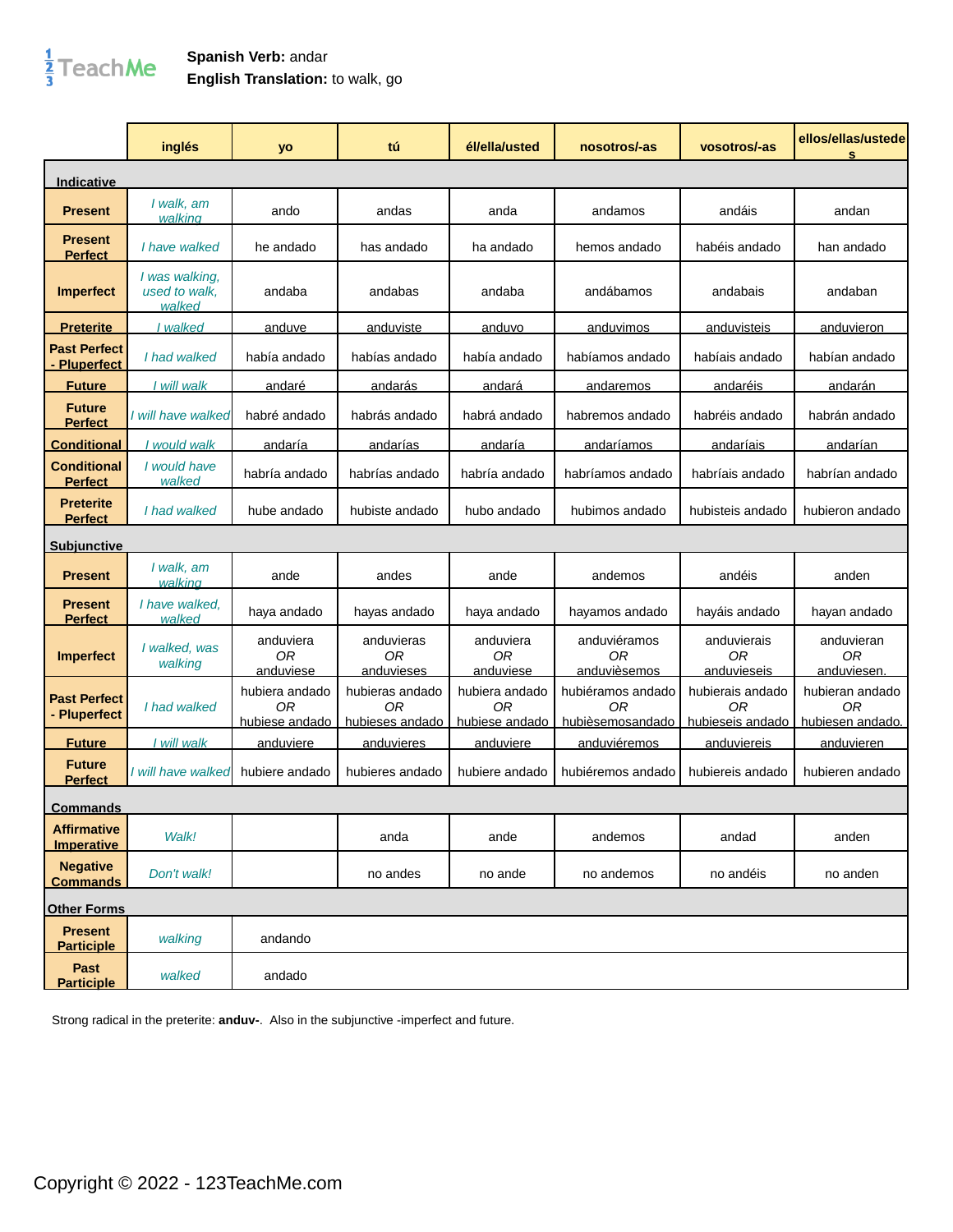**Spanish Verb:** andar
**English Translation:** to walk, go

| | inglés | yo | tú | él/ella/usted | nosotros/-as | vosotros/-as | ellos/ellas/ustedes |
|---|---|---|---|---|---|---|---|
| **Indicative** | | | | | | | |
| **Present** | *I walk, am walking* | ando | andas | anda | andamos | andáis | andan |
| **Present Perfect** | *I have walked* | he andado | has andado | ha andado | hemos andado | habéis andado | han andado |
| **Imperfect** | *I was walking, used to walk, walked* | andaba | andabas | andaba | andábamos | andabais | andaban |
| **Preterite** | *I walked* | anduve | anduviste | anduvo | anduvimos | anduvisteis | anduvieron |
| **Past Perfect - Pluperfect** | *I had walked* | había andado | habías andado | había andado | habíamos andado | habíais andado | habían andado |
| **Future** | *I will walk* | andaré | andarás | andará | andaremos | andaréis | andarán |
| **Future Perfect** | *I will have walked* | habré andado | habrás andado | habrá andado | habremos andado | habréis andado | habrán andado |
| **Conditional** | *I would walk* | andaría | andarías | andaría | andaríamos | andaríais | andarían |
| **Conditional Perfect** | *I would have walked* | habría andado | habrías andado | habría andado | habríamos andado | habríais andado | habrían andado |
| **Preterite Perfect** | *I had walked* | hube andado | hubiste andado | hubo andado | hubimos andado | hubisteis andado | hubieron andado |
| **Subjunctive** | | | | | | | |
| **Present** | *I walk, am walking* | ande | andes | ande | andemos | andéis | anden |
| **Present Perfect** | *I have walked, walked* | haya andado | hayas andado | haya andado | hayamos andado | hayáis andado | hayan andado |
| **Imperfect** | *I walked, was walking* | anduviera *OR* anduviese | anduvieras *OR* anduvieses | anduviera *OR* anduviese | anduviéramos *OR* anduvièsemos | anduvierais *OR* anduvieseis | anduvieran *OR* anduviesen. |
| **Past Perfect - Pluperfect** | *I had walked* | hubiera andado *OR* hubiese andado | hubieras andado *OR* hubieses andado | hubiera andado *OR* hubiese andado | hubiéramos andado *OR* hubièsemosandado | hubierais andado *OR* hubieseis andado | hubieran andado *OR* hubiesen andado. |
| **Future** | *I will walk* | anduviere | anduvieres | anduviere | anduviéremos | anduviereis | anduvieren |
| **Future Perfect** | *I will have walked* | hubiere andado | hubieres andado | hubiere andado | hubiéremos andado | hubiereis andado | hubieren andado |
| **Commands** | | | | | | | |
| **Affirmative Imperative** | *Walk!* | | anda | ande | andemos | andad | anden |
| **Negative Commands** | *Don't walk!* | | no andes | no ande | no andemos | no andéis | no anden |
| **Other Forms** | | | | | | | |
| **Present Participle** | *walking* | andando | | | | | |
| **Past Participle** | *walked* | andado | | | | | |

Strong radical in the preterite: **anduv-**. Also in the subjunctive -imperfect and future.

Copyright © 2022 - 123TeachMe.com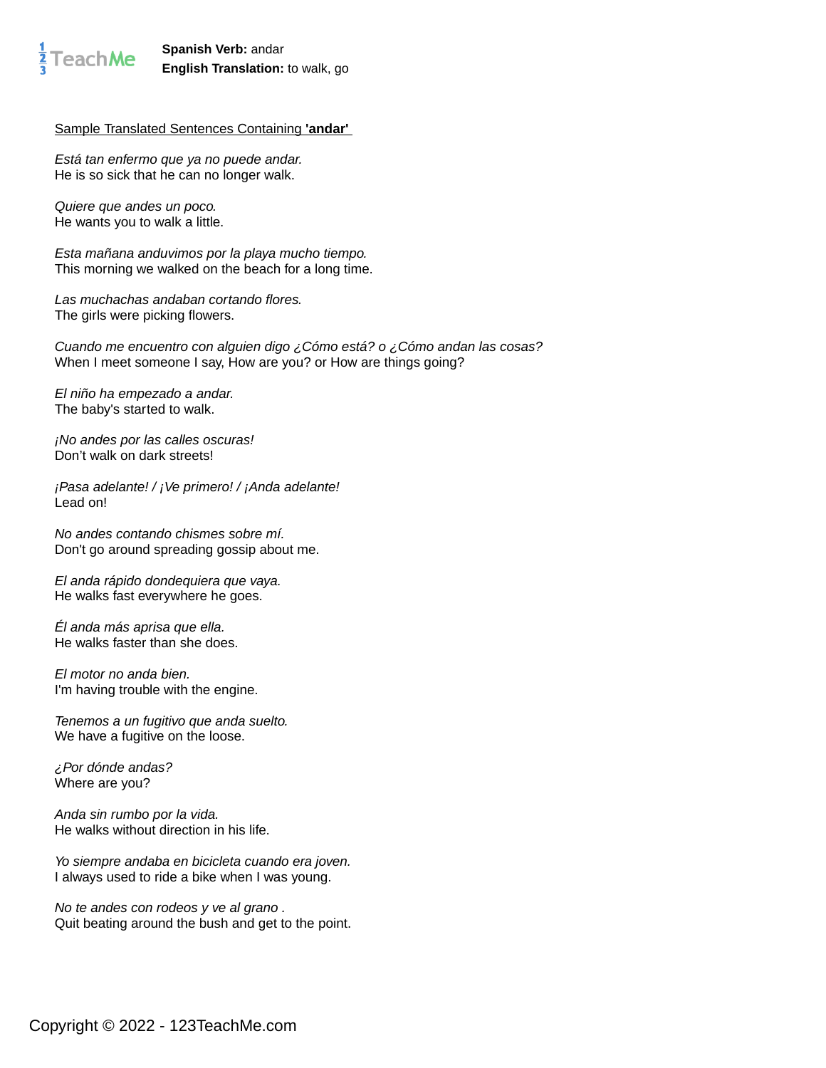**Spanish Verb:** andar
**English Translation:** to walk, go

<u>Sample Translated Sentences Containing **'andar'**</u>

*Está tan enfermo que ya no puede andar.*
He is so sick that he can no longer walk.

*Quiere que andes un poco.*
He wants you to walk a little.

*Esta mañana anduvimos por la playa mucho tiempo.*
This morning we walked on the beach for a long time.

*Las muchachas andaban cortando flores.*
The girls were picking flowers.

*Cuando me encuentro con alguien digo ¿Cómo está? o ¿Cómo andan las cosas?*
When I meet someone I say, How are you? or How are things going?

*El niño ha empezado a andar.*
The baby's started to walk.

*¡No andes por las calles oscuras!*
Don't walk on dark streets!

*¡Pasa adelante! / ¡Ve primero! / ¡Anda adelante!*
Lead on!

*No andes contando chismes sobre mí.*
Don't go around spreading gossip about me.

*El anda rápido dondequiera que vaya.*
He walks fast everywhere he goes.

*Él anda más aprisa que ella.*
He walks faster than she does.

*El motor no anda bien.*
I'm having trouble with the engine.

*Tenemos a un fugitivo que anda suelto.*
We have a fugitive on the loose.

*¿Por dónde andas?*
Where are you?

*Anda sin rumbo por la vida.*
He walks without direction in his life.

*Yo siempre andaba en bicicleta cuando era joven.*
I always used to ride a bike when I was young.

*No te andes con rodeos y ve al grano .*
Quit beating around the bush and get to the point.

Copyright © 2022 - 123TeachMe.com